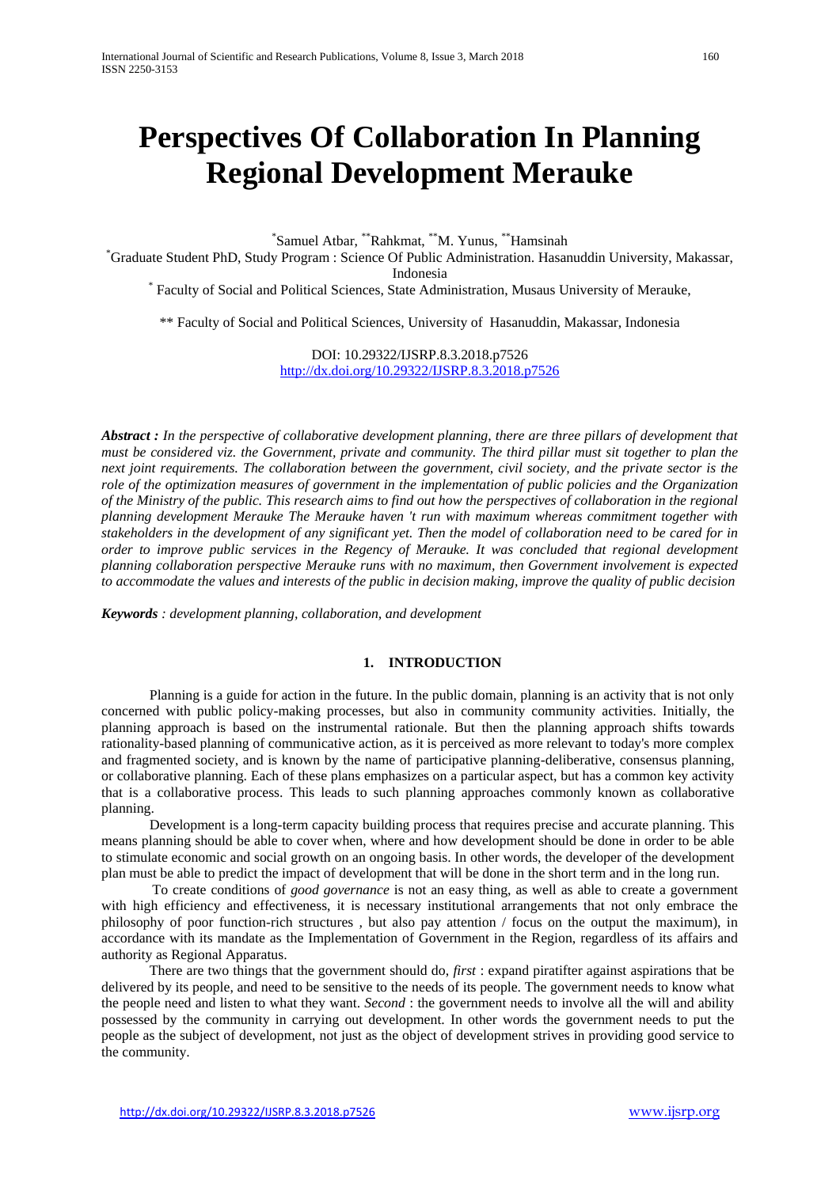# Perspectives Of Collaboration In Planning Regional Development Merauke

[*]Samuel Atbar, [**]Rahkmat, [**]M. Yunus, [**]Hamsinah

[*]Graduate Student PhD, Study Program : Science Of Public Administration. Hasanuddin University, Makassar, Indonesia

[*] Faculty of Social and Political Sciences, State Administration, Musaus University of Merauke,

[**] Faculty of Social and Political Sciences, University of Hasanuddin, Makassar, Indonesia

DOI: 10.29322/IJSRP.8.3.2018.p7526
http://dx.doi.org/10.29322/IJSRP.8.3.2018.p7526

***Abstract :*** *In the perspective of collaborative development planning, there are three pillars of development that must be considered viz. the Government, private and community. The third pillar must sit together to plan the next joint requirements. The collaboration between the government, civil society, and the private sector is the role of the optimization measures of government in the implementation of public policies and the Organization of the Ministry of the public. This research aims to find out how the perspectives of collaboration in the regional planning development Merauke The Merauke haven 't run with maximum whereas commitment together with stakeholders in the development of any significant yet. Then the model of collaboration need to be cared for in order to improve public services in the Regency of Merauke. It was concluded that regional development planning collaboration perspective Merauke runs with no maximum, then Government involvement is expected to accommodate the values and interests of the public in decision making, improve the quality of public decision*

***Keywords*** *: development planning, collaboration, and development*

## 1. INTRODUCTION

Planning is a guide for action in the future. In the public domain, planning is an activity that is not only concerned with public policy-making processes, but also in community community activities. Initially, the planning approach is based on the instrumental rationale. But then the planning approach shifts towards rationality-based planning of communicative action, as it is perceived as more relevant to today's more complex and fragmented society, and is known by the name of participative planning-deliberative, consensus planning, or collaborative planning. Each of these plans emphasizes on a particular aspect, but has a common key activity that is a collaborative process. This leads to such planning approaches commonly known as collaborative planning.

Development is a long-term capacity building process that requires precise and accurate planning. This means planning should be able to cover when, where and how development should be done in order to be able to stimulate economic and social growth on an ongoing basis. In other words, the developer of the development plan must be able to predict the impact of development that will be done in the short term and in the long run.

To create conditions of *good governance* is not an easy thing, as well as able to create a government with high efficiency and effectiveness, it is necessary institutional arrangements that not only embrace the philosophy of poor function-rich structures , but also pay attention / focus on the output the maximum), in accordance with its mandate as the Implementation of Government in the Region, regardless of its affairs and authority as Regional Apparatus.

There are two things that the government should do, *first* : expand piratifter against aspirations that be delivered by its people, and need to be sensitive to the needs of its people. The government needs to know what the people need and listen to what they want. *Second* : the government needs to involve all the will and ability possessed by the community in carrying out development. In other words the government needs to put the people as the subject of development, not just as the object of development strives in providing good service to the community.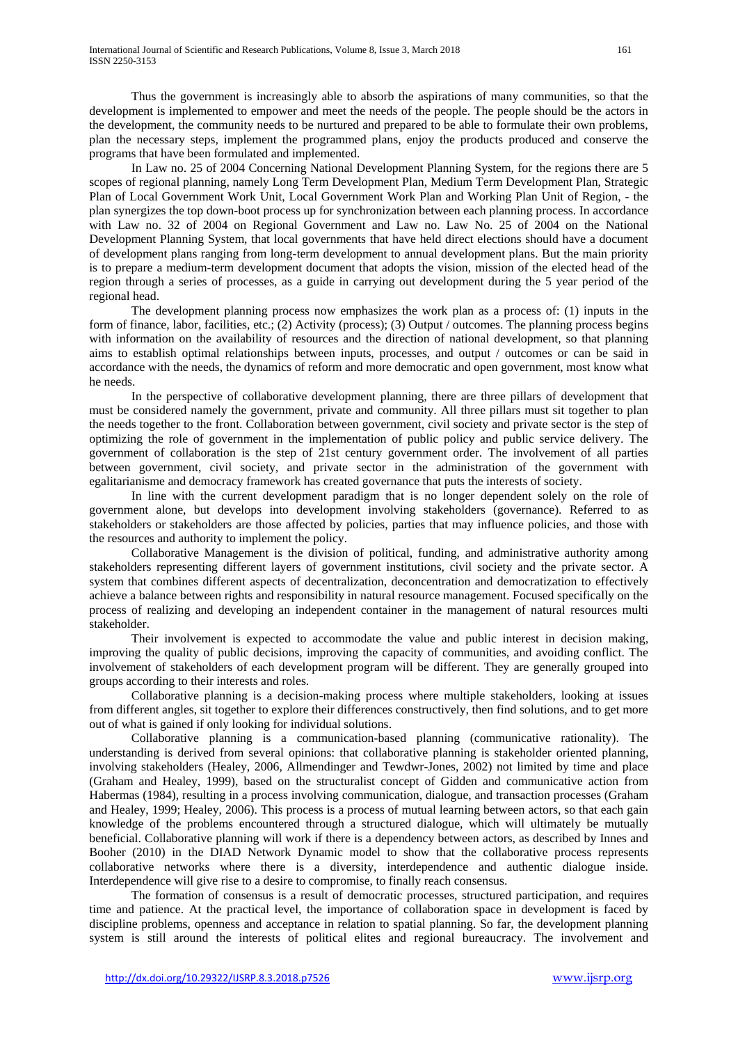Thus the government is increasingly able to absorb the aspirations of many communities, so that the development is implemented to empower and meet the needs of the people. The people should be the actors in the development, the community needs to be nurtured and prepared to be able to formulate their own problems, plan the necessary steps, implement the programmed plans, enjoy the products produced and conserve the programs that have been formulated and implemented.

In Law no. 25 of 2004 Concerning National Development Planning System, for the regions there are 5 scopes of regional planning, namely Long Term Development Plan, Medium Term Development Plan, Strategic Plan of Local Government Work Unit, Local Government Work Plan and Working Plan Unit of Region, - the plan synergizes the top down-boot process up for synchronization between each planning process. In accordance with Law no. 32 of 2004 on Regional Government and Law no. Law No. 25 of 2004 on the National Development Planning System, that local governments that have held direct elections should have a document of development plans ranging from long-term development to annual development plans. But the main priority is to prepare a medium-term development document that adopts the vision, mission of the elected head of the region through a series of processes, as a guide in carrying out development during the 5 year period of the regional head.

The development planning process now emphasizes the work plan as a process of: (1) inputs in the form of finance, labor, facilities, etc.; (2) Activity (process); (3) Output / outcomes. The planning process begins with information on the availability of resources and the direction of national development, so that planning aims to establish optimal relationships between inputs, processes, and output / outcomes or can be said in accordance with the needs, the dynamics of reform and more democratic and open government, most know what he needs.

In the perspective of collaborative development planning, there are three pillars of development that must be considered namely the government, private and community. All three pillars must sit together to plan the needs together to the front. Collaboration between government, civil society and private sector is the step of optimizing the role of government in the implementation of public policy and public service delivery. The government of collaboration is the step of 21st century government order. The involvement of all parties between government, civil society, and private sector in the administration of the government with egalitarianisme and democracy framework has created governance that puts the interests of society.

In line with the current development paradigm that is no longer dependent solely on the role of government alone, but develops into development involving stakeholders (governance). Referred to as stakeholders or stakeholders are those affected by policies, parties that may influence policies, and those with the resources and authority to implement the policy.

Collaborative Management is the division of political, funding, and administrative authority among stakeholders representing different layers of government institutions, civil society and the private sector. A system that combines different aspects of decentralization, deconcentration and democratization to effectively achieve a balance between rights and responsibility in natural resource management. Focused specifically on the process of realizing and developing an independent container in the management of natural resources multi stakeholder.

Their involvement is expected to accommodate the value and public interest in decision making, improving the quality of public decisions, improving the capacity of communities, and avoiding conflict. The involvement of stakeholders of each development program will be different. They are generally grouped into groups according to their interests and roles.

Collaborative planning is a decision-making process where multiple stakeholders, looking at issues from different angles, sit together to explore their differences constructively, then find solutions, and to get more out of what is gained if only looking for individual solutions.

Collaborative planning is a communication-based planning (communicative rationality). The understanding is derived from several opinions: that collaborative planning is stakeholder oriented planning, involving stakeholders (Healey, 2006, Allmendinger and Tewdwr-Jones, 2002) not limited by time and place (Graham and Healey, 1999), based on the structuralist concept of Gidden and communicative action from Habermas (1984), resulting in a process involving communication, dialogue, and transaction processes (Graham and Healey, 1999; Healey, 2006). This process is a process of mutual learning between actors, so that each gain knowledge of the problems encountered through a structured dialogue, which will ultimately be mutually beneficial. Collaborative planning will work if there is a dependency between actors, as described by Innes and Booher (2010) in the DIAD Network Dynamic model to show that the collaborative process represents collaborative networks where there is a diversity, interdependence and authentic dialogue inside. Interdependence will give rise to a desire to compromise, to finally reach consensus.

The formation of consensus is a result of democratic processes, structured participation, and requires time and patience. At the practical level, the importance of collaboration space in development is faced by discipline problems, openness and acceptance in relation to spatial planning. So far, the development planning system is still around the interests of political elites and regional bureaucracy. The involvement and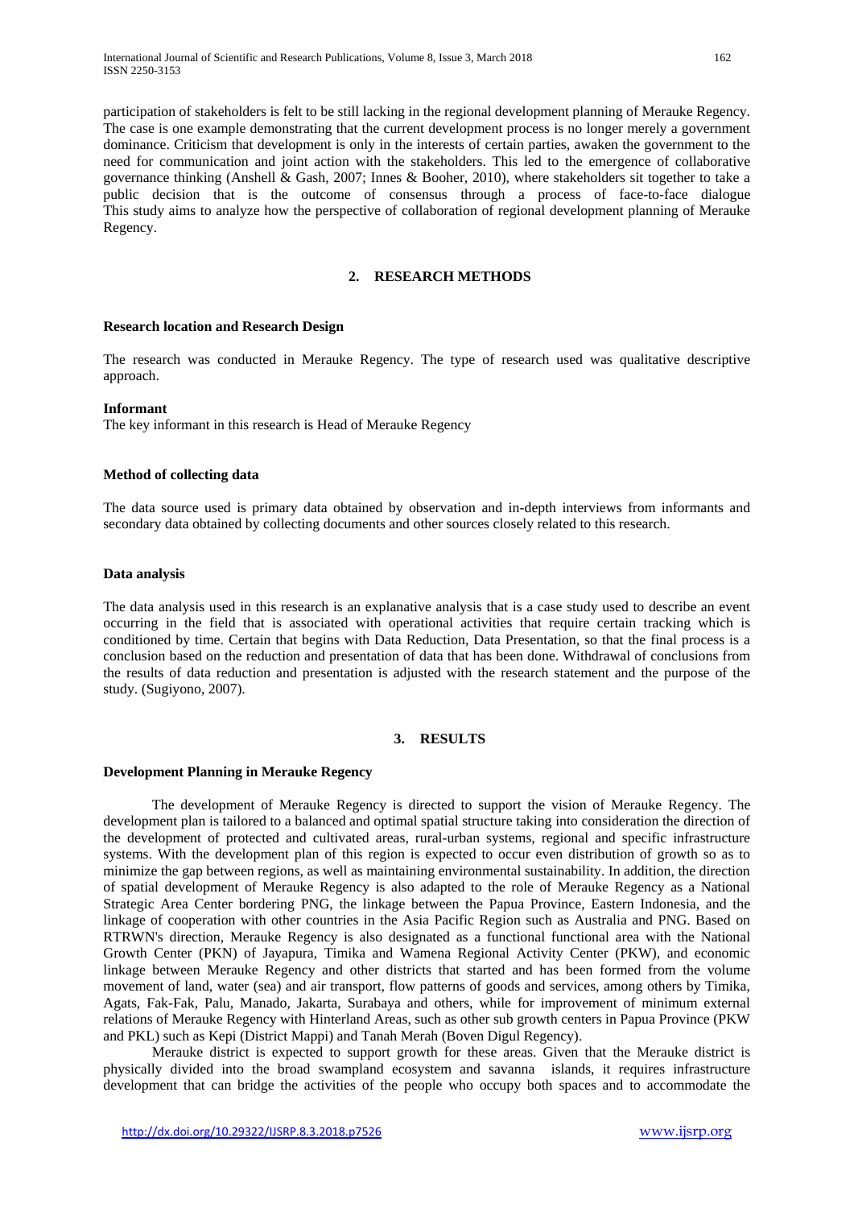participation of stakeholders is felt to be still lacking in the regional development planning of Merauke Regency. The case is one example demonstrating that the current development process is no longer merely a government dominance. Criticism that development is only in the interests of certain parties, awaken the government to the need for communication and joint action with the stakeholders. This led to the emergence of collaborative governance thinking (Anshell & Gash, 2007; Innes & Booher, 2010), where stakeholders sit together to take a public decision that is the outcome of consensus through a process of face-to-face dialogue This study aims to analyze how the perspective of collaboration of regional development planning of Merauke Regency.

## 2. RESEARCH METHODS

### Research location and Research Design

The research was conducted in Merauke Regency. The type of research used was qualitative descriptive approach.

### Informant

The key informant in this research is Head of Merauke Regency

### Method of collecting data

The data source used is primary data obtained by observation and in-depth interviews from informants and secondary data obtained by collecting documents and other sources closely related to this research.

### Data analysis

The data analysis used in this research is an explanative analysis that is a case study used to describe an event occurring in the field that is associated with operational activities that require certain tracking which is conditioned by time. Certain that begins with Data Reduction, Data Presentation, so that the final process is a conclusion based on the reduction and presentation of data that has been done. Withdrawal of conclusions from the results of data reduction and presentation is adjusted with the research statement and the purpose of the study. (Sugiyono, 2007).

## 3. RESULTS

### Development Planning in Merauke Regency

The development of Merauke Regency is directed to support the vision of Merauke Regency. The development plan is tailored to a balanced and optimal spatial structure taking into consideration the direction of the development of protected and cultivated areas, rural-urban systems, regional and specific infrastructure systems. With the development plan of this region is expected to occur even distribution of growth so as to minimize the gap between regions, as well as maintaining environmental sustainability. In addition, the direction of spatial development of Merauke Regency is also adapted to the role of Merauke Regency as a National Strategic Area Center bordering PNG, the linkage between the Papua Province, Eastern Indonesia, and the linkage of cooperation with other countries in the Asia Pacific Region such as Australia and PNG. Based on RTRWN's direction, Merauke Regency is also designated as a functional functional area with the National Growth Center (PKN) of Jayapura, Timika and Wamena Regional Activity Center (PKW), and economic linkage between Merauke Regency and other districts that started and has been formed from the volume movement of land, water (sea) and air transport, flow patterns of goods and services, among others by Timika, Agats, Fak-Fak, Palu, Manado, Jakarta, Surabaya and others, while for improvement of minimum external relations of Merauke Regency with Hinterland Areas, such as other sub growth centers in Papua Province (PKW and PKL) such as Kepi (District Mappi) and Tanah Merah (Boven Digul Regency).

Merauke district is expected to support growth for these areas. Given that the Merauke district is physically divided into the broad swampland ecosystem and savanna islands, it requires infrastructure development that can bridge the activities of the people who occupy both spaces and to accommodate the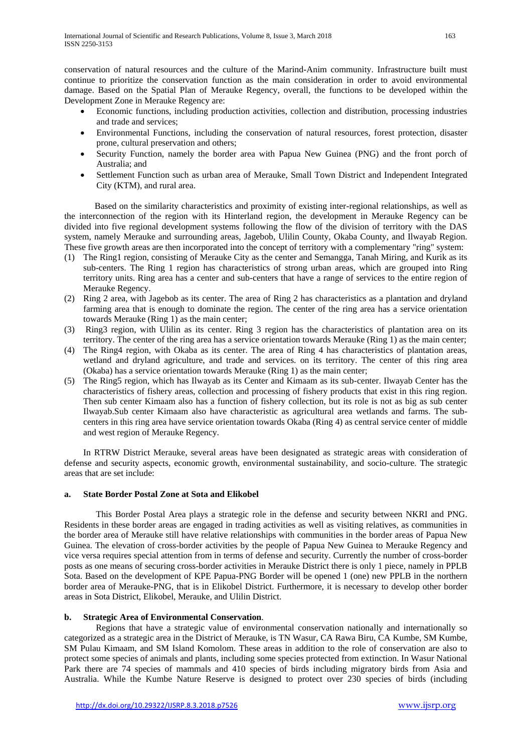conservation of natural resources and the culture of the Marind-Anim community. Infrastructure built must continue to prioritize the conservation function as the main consideration in order to avoid environmental damage. Based on the Spatial Plan of Merauke Regency, overall, the functions to be developed within the Development Zone in Merauke Regency are:

- Economic functions, including production activities, collection and distribution, processing industries and trade and services;
- Environmental Functions, including the conservation of natural resources, forest protection, disaster prone, cultural preservation and others;
- Security Function, namely the border area with Papua New Guinea (PNG) and the front porch of Australia; and
- Settlement Function such as urban area of Merauke, Small Town District and Independent Integrated City (KTM), and rural area.

Based on the similarity characteristics and proximity of existing inter-regional relationships, as well as the interconnection of the region with its Hinterland region, the development in Merauke Regency can be divided into five regional development systems following the flow of the division of territory with the DAS system, namely Merauke and surrounding areas, Jagebob, Ulilin County, Okaba County, and Ilwayab Region. These five growth areas are then incorporated into the concept of territory with a complementary "ring" system:

(1) The Ring1 region, consisting of Merauke City as the center and Semangga, Tanah Miring, and Kurik as its sub-centers. The Ring 1 region has characteristics of strong urban areas, which are grouped into Ring territory units. Ring area has a center and sub-centers that have a range of services to the entire region of Merauke Regency.
(2) Ring 2 area, with Jagebob as its center. The area of Ring 2 has characteristics as a plantation and dryland farming area that is enough to dominate the region. The center of the ring area has a service orientation towards Merauke (Ring 1) as the main center;
(3) Ring3 region, with Ulilin as its center. Ring 3 region has the characteristics of plantation area on its territory. The center of the ring area has a service orientation towards Merauke (Ring 1) as the main center;
(4) The Ring4 region, with Okaba as its center. The area of Ring 4 has characteristics of plantation areas, wetland and dryland agriculture, and trade and services. on its territory. The center of this ring area (Okaba) has a service orientation towards Merauke (Ring 1) as the main center;
(5) The Ring5 region, which has Ilwayab as its Center and Kimaam as its sub-center. Ilwayab Center has the characteristics of fishery areas, collection and processing of fishery products that exist in this ring region. Then sub center Kimaam also has a function of fishery collection, but its role is not as big as sub center Ilwayab.Sub center Kimaam also have characteristic as agricultural area wetlands and farms. The sub-centers in this ring area have service orientation towards Okaba (Ring 4) as central service center of middle and west region of Merauke Regency.

In RTRW District Merauke, several areas have been designated as strategic areas with consideration of defense and security aspects, economic growth, environmental sustainability, and socio-culture. The strategic areas that are set include:

**a. State Border Postal Zone at Sota and Elikobel**

This Border Postal Area plays a strategic role in the defense and security between NKRI and PNG. Residents in these border areas are engaged in trading activities as well as visiting relatives, as communities in the border area of Merauke still have relative relationships with communities in the border areas of Papua New Guinea. The elevation of cross-border activities by the people of Papua New Guinea to Merauke Regency and vice versa requires special attention from in terms of defense and security. Currently the number of cross-border posts as one means of securing cross-border activities in Merauke District there is only 1 piece, namely in PPLB Sota. Based on the development of KPE Papua-PNG Border will be opened 1 (one) new PPLB in the northern border area of Merauke-PNG, that is in Elikobel District. Furthermore, it is necessary to develop other border areas in Sota District, Elikobel, Merauke, and Ulilin District.

**b. Strategic Area of Environmental Conservation**.

Regions that have a strategic value of environmental conservation nationally and internationally so categorized as a strategic area in the District of Merauke, is TN Wasur, CA Rawa Biru, CA Kumbe, SM Kumbe, SM Pulau Kimaam, and SM Island Komolom. These areas in addition to the role of conservation are also to protect some species of animals and plants, including some species protected from extinction. In Wasur National Park there are 74 species of mammals and 410 species of birds including migratory birds from Asia and Australia. While the Kumbe Nature Reserve is designed to protect over 230 species of birds (including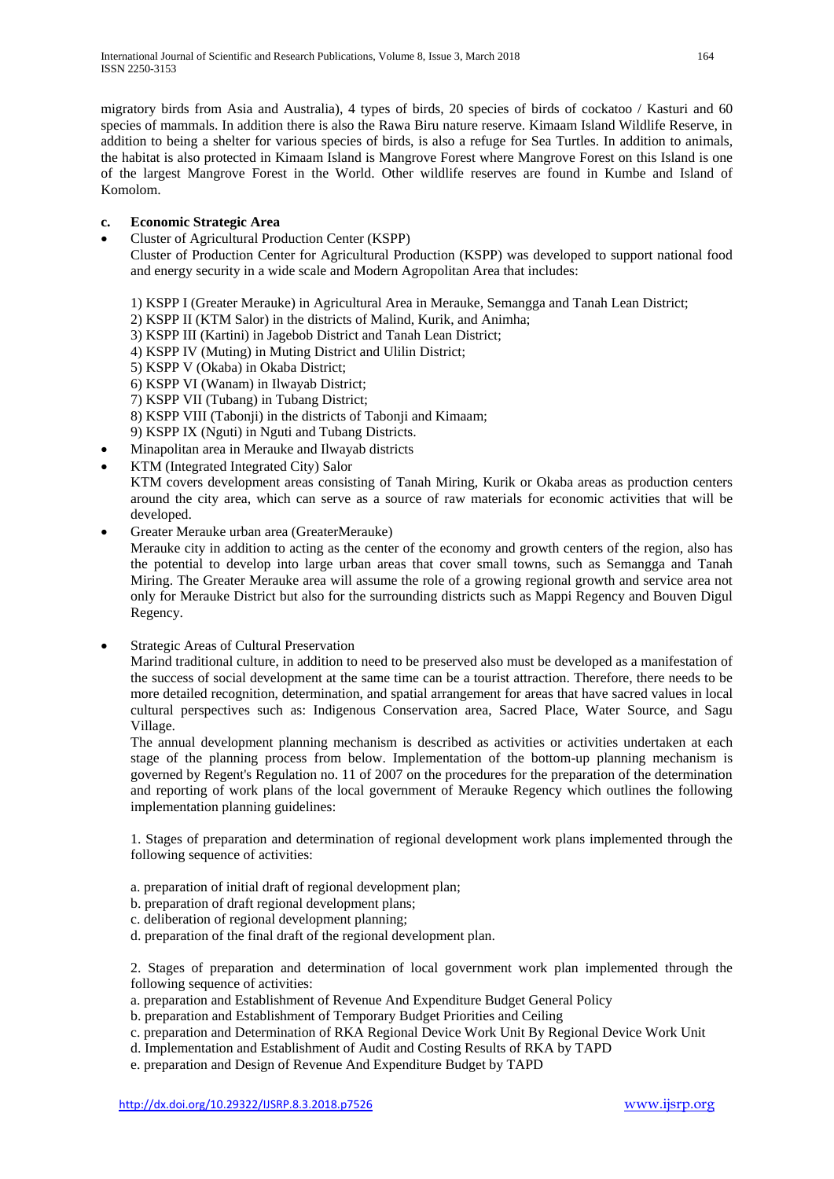migratory birds from Asia and Australia), 4 types of birds, 20 species of birds of cockatoo / Kasturi and 60 species of mammals. In addition there is also the Rawa Biru nature reserve. Kimaam Island Wildlife Reserve, in addition to being a shelter for various species of birds, is also a refuge for Sea Turtles. In addition to animals, the habitat is also protected in Kimaam Island is Mangrove Forest where Mangrove Forest on this Island is one of the largest Mangrove Forest in the World. Other wildlife reserves are found in Kumbe and Island of Komolom.

**c. Economic Strategic Area**

- Cluster of Agricultural Production Center (KSPP)

  Cluster of Production Center for Agricultural Production (KSPP) was developed to support national food and energy security in a wide scale and Modern Agropolitan Area that includes:

  1) KSPP I (Greater Merauke) in Agricultural Area in Merauke, Semangga and Tanah Lean District;
  2) KSPP II (KTM Salor) in the districts of Malind, Kurik, and Animha;
  3) KSPP III (Kartini) in Jagebob District and Tanah Lean District;
  4) KSPP IV (Muting) in Muting District and Ulilin District;
  5) KSPP V (Okaba) in Okaba District;
  6) KSPP VI (Wanam) in Ilwayab District;
  7) KSPP VII (Tubang) in Tubang District;
  8) KSPP VIII (Tabonji) in the districts of Tabonji and Kimaam;
  9) KSPP IX (Nguti) in Nguti and Tubang Districts.

- Minapolitan area in Merauke and Ilwayab districts
- KTM (Integrated Integrated City) Salor

  KTM covers development areas consisting of Tanah Miring, Kurik or Okaba areas as production centers around the city area, which can serve as a source of raw materials for economic activities that will be developed.

- Greater Merauke urban area (GreaterMerauke)

  Merauke city in addition to acting as the center of the economy and growth centers of the region, also has the potential to develop into large urban areas that cover small towns, such as Semangga and Tanah Miring. The Greater Merauke area will assume the role of a growing regional growth and service area not only for Merauke District but also for the surrounding districts such as Mappi Regency and Bouven Digul Regency.

- Strategic Areas of Cultural Preservation

  Marind traditional culture, in addition to need to be preserved also must be developed as a manifestation of the success of social development at the same time can be a tourist attraction. Therefore, there needs to be more detailed recognition, determination, and spatial arrangement for areas that have sacred values in local cultural perspectives such as: Indigenous Conservation area, Sacred Place, Water Source, and Sagu Village.

  The annual development planning mechanism is described as activities or activities undertaken at each stage of the planning process from below. Implementation of the bottom-up planning mechanism is governed by Regent's Regulation no. 11 of 2007 on the procedures for the preparation of the determination and reporting of work plans of the local government of Merauke Regency which outlines the following implementation planning guidelines:

  1. Stages of preparation and determination of regional development work plans implemented through the following sequence of activities:

     a. preparation of initial draft of regional development plan;
     b. preparation of draft regional development plans;
     c. deliberation of regional development planning;
     d. preparation of the final draft of the regional development plan.

  2. Stages of preparation and determination of local government work plan implemented through the following sequence of activities:

     a. preparation and Establishment of Revenue And Expenditure Budget General Policy
     b. preparation and Establishment of Temporary Budget Priorities and Ceiling
     c. preparation and Determination of RKA Regional Device Work Unit By Regional Device Work Unit
     d. Implementation and Establishment of Audit and Costing Results of RKA by TAPD
     e. preparation and Design of Revenue And Expenditure Budget by TAPD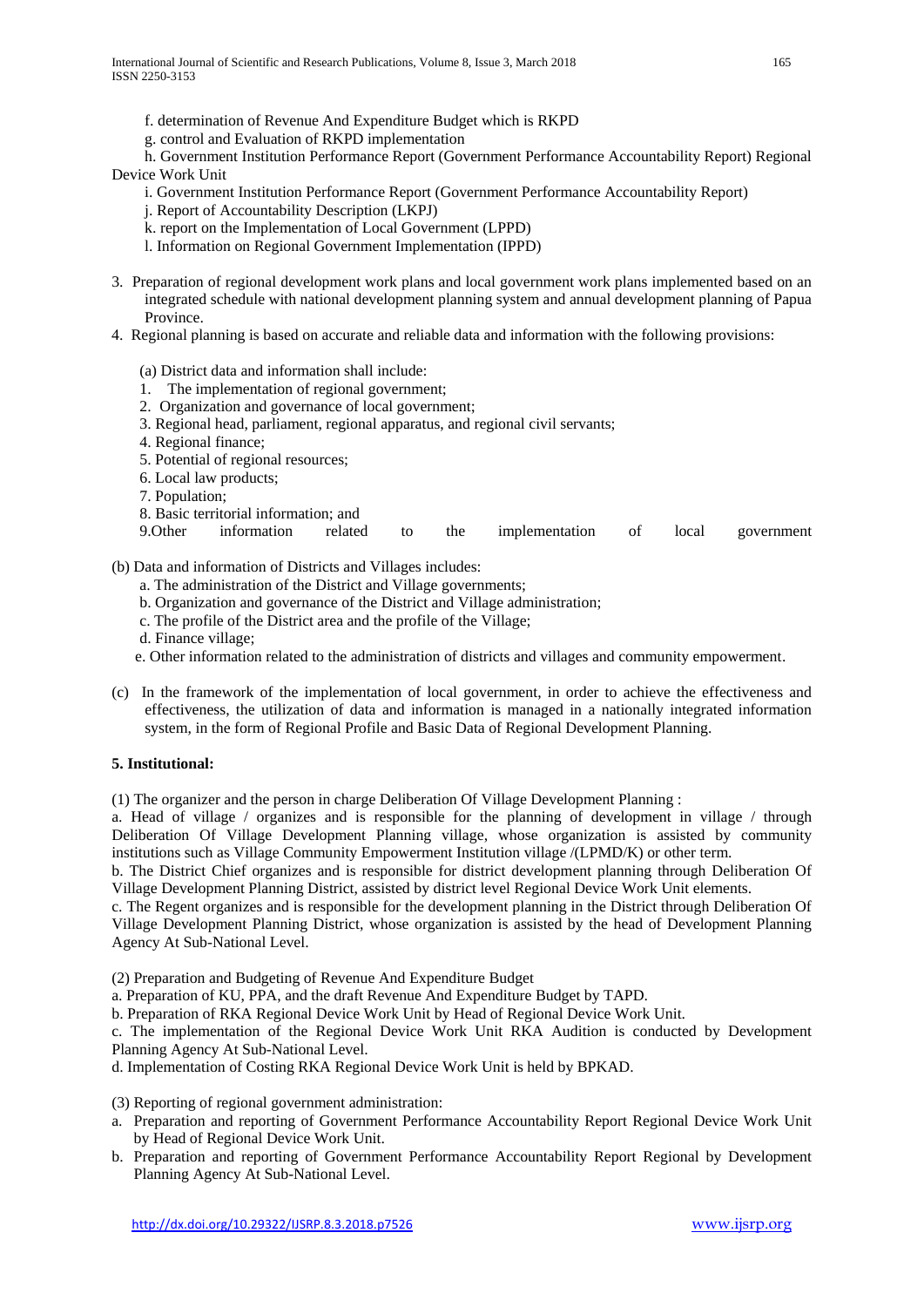f. determination of Revenue And Expenditure Budget which is RKPD

g. control and Evaluation of RKPD implementation

h. Government Institution Performance Report (Government Performance Accountability Report) Regional Device Work Unit

i. Government Institution Performance Report (Government Performance Accountability Report)

j. Report of Accountability Description (LKPJ)

k. report on the Implementation of Local Government (LPPD)

l. Information on Regional Government Implementation (IPPD)

3. Preparation of regional development work plans and local government work plans implemented based on an integrated schedule with national development planning system and annual development planning of Papua Province.
4. Regional planning is based on accurate and reliable data and information with the following provisions:

(a) District data and information shall include:

1. The implementation of regional government;
2. Organization and governance of local government;
3. Regional head, parliament, regional apparatus, and regional civil servants;
4. Regional finance;
5. Potential of regional resources;
6. Local law products;
7. Population;
8. Basic territorial information; and
9. Other information related to the implementation of local government

(b) Data and information of Districts and Villages includes:

a. The administration of the District and Village governments;

b. Organization and governance of the District and Village administration;

c. The profile of the District area and the profile of the Village;

d. Finance village;

e. Other information related to the administration of districts and villages and community empowerment.

(c) In the framework of the implementation of local government, in order to achieve the effectiveness and effectiveness, the utilization of data and information is managed in a nationally integrated information system, in the form of Regional Profile and Basic Data of Regional Development Planning.

**5. Institutional:**

(1) The organizer and the person in charge Deliberation Of Village Development Planning :

a. Head of village / organizes and is responsible for the planning of development in village / through Deliberation Of Village Development Planning village, whose organization is assisted by community institutions such as Village Community Empowerment Institution village /(LPMD/K) or other term.

b. The District Chief organizes and is responsible for district development planning through Deliberation Of Village Development Planning District, assisted by district level Regional Device Work Unit elements.

c. The Regent organizes and is responsible for the development planning in the District through Deliberation Of Village Development Planning District, whose organization is assisted by the head of Development Planning Agency At Sub-National Level.

(2) Preparation and Budgeting of Revenue And Expenditure Budget

a. Preparation of KU, PPA, and the draft Revenue And Expenditure Budget by TAPD.

b. Preparation of RKA Regional Device Work Unit by Head of Regional Device Work Unit.

c. The implementation of the Regional Device Work Unit RKA Audition is conducted by Development Planning Agency At Sub-National Level.

d. Implementation of Costing RKA Regional Device Work Unit is held by BPKAD.

(3) Reporting of regional government administration:

a. Preparation and reporting of Government Performance Accountability Report Regional Device Work Unit by Head of Regional Device Work Unit.
b. Preparation and reporting of Government Performance Accountability Report Regional by Development Planning Agency At Sub-National Level.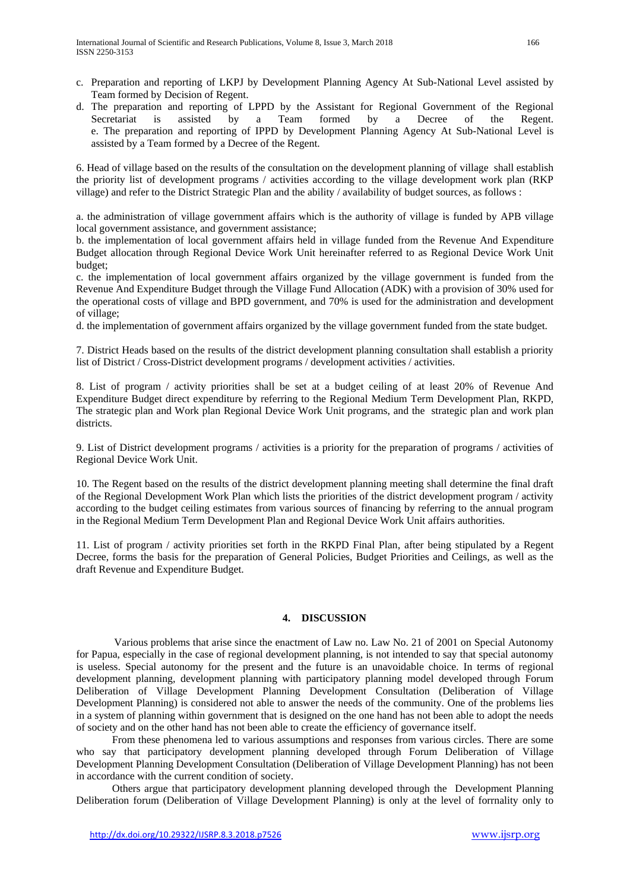c. Preparation and reporting of LKPJ by Development Planning Agency At Sub-National Level assisted by Team formed by Decision of Regent.

d. The preparation and reporting of LPPD by the Assistant for Regional Government of the Regional Secretariat is assisted by a Team formed by a Decree of the Regent. e. The preparation and reporting of IPPD by Development Planning Agency At Sub-National Level is assisted by a Team formed by a Decree of the Regent.

6. Head of village based on the results of the consultation on the development planning of village shall establish the priority list of development programs / activities according to the village development work plan (RKP village) and refer to the District Strategic Plan and the ability / availability of budget sources, as follows :

a. the administration of village government affairs which is the authority of village is funded by APB village local government assistance, and government assistance;

b. the implementation of local government affairs held in village funded from the Revenue And Expenditure Budget allocation through Regional Device Work Unit hereinafter referred to as Regional Device Work Unit budget;

c. the implementation of local government affairs organized by the village government is funded from the Revenue And Expenditure Budget through the Village Fund Allocation (ADK) with a provision of 30% used for the operational costs of village and BPD government, and 70% is used for the administration and development of village;

d. the implementation of government affairs organized by the village government funded from the state budget.

7. District Heads based on the results of the district development planning consultation shall establish a priority list of District / Cross-District development programs / development activities / activities.

8. List of program / activity priorities shall be set at a budget ceiling of at least 20% of Revenue And Expenditure Budget direct expenditure by referring to the Regional Medium Term Development Plan, RKPD, The strategic plan and Work plan Regional Device Work Unit programs, and the strategic plan and work plan districts.

9. List of District development programs / activities is a priority for the preparation of programs / activities of Regional Device Work Unit.

10. The Regent based on the results of the district development planning meeting shall determine the final draft of the Regional Development Work Plan which lists the priorities of the district development program / activity according to the budget ceiling estimates from various sources of financing by referring to the annual program in the Regional Medium Term Development Plan and Regional Device Work Unit affairs authorities.

11. List of program / activity priorities set forth in the RKPD Final Plan, after being stipulated by a Regent Decree, forms the basis for the preparation of General Policies, Budget Priorities and Ceilings, as well as the draft Revenue and Expenditure Budget.

## 4. DISCUSSION

Various problems that arise since the enactment of Law no. Law No. 21 of 2001 on Special Autonomy for Papua, especially in the case of regional development planning, is not intended to say that special autonomy is useless. Special autonomy for the present and the future is an unavoidable choice. In terms of regional development planning, development planning with participatory planning model developed through Forum Deliberation of Village Development Planning Development Consultation (Deliberation of Village Development Planning) is considered not able to answer the needs of the community. One of the problems lies in a system of planning within government that is designed on the one hand has not been able to adopt the needs of society and on the other hand has not been able to create the efficiency of governance itself.

From these phenomena led to various assumptions and responses from various circles. There are some who say that participatory development planning developed through Forum Deliberation of Village Development Planning Development Consultation (Deliberation of Village Development Planning) has not been in accordance with the current condition of society.

Others argue that participatory development planning developed through the Development Planning Deliberation forum (Deliberation of Village Development Planning) is only at the level of forrnality only to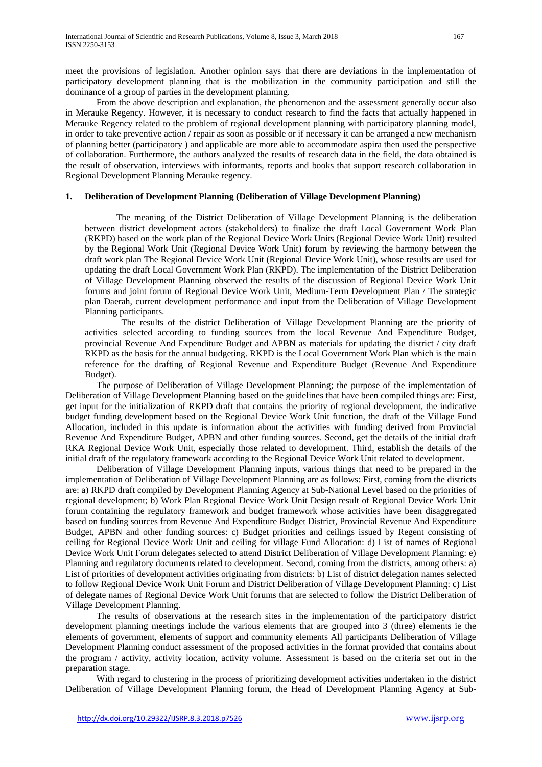meet the provisions of legislation. Another opinion says that there are deviations in the implementation of participatory development planning that is the mobilization in the community participation and still the dominance of a group of parties in the development planning.

From the above description and explanation, the phenomenon and the assessment generally occur also in Merauke Regency. However, it is necessary to conduct research to find the facts that actually happened in Merauke Regency related to the problem of regional development planning with participatory planning model, in order to take preventive action / repair as soon as possible or if necessary it can be arranged a new mechanism of planning better (participatory ) and applicable are more able to accommodate aspira then used the perspective of collaboration. Furthermore, the authors analyzed the results of research data in the field, the data obtained is the result of observation, interviews with informants, reports and books that support research collaboration in Regional Development Planning Merauke regency.

## 1. Deliberation of Development Planning (Deliberation of Village Development Planning)

The meaning of the District Deliberation of Village Development Planning is the deliberation between district development actors (stakeholders) to finalize the draft Local Government Work Plan (RKPD) based on the work plan of the Regional Device Work Units (Regional Device Work Unit) resulted by the Regional Work Unit (Regional Device Work Unit) forum by reviewing the harmony between the draft work plan The Regional Device Work Unit (Regional Device Work Unit), whose results are used for updating the draft Local Government Work Plan (RKPD). The implementation of the District Deliberation of Village Development Planning observed the results of the discussion of Regional Device Work Unit forums and joint forum of Regional Device Work Unit, Medium-Term Development Plan / The strategic plan Daerah, current development performance and input from the Deliberation of Village Development Planning participants.

The results of the district Deliberation of Village Development Planning are the priority of activities selected according to funding sources from the local Revenue And Expenditure Budget, provincial Revenue And Expenditure Budget and APBN as materials for updating the district / city draft RKPD as the basis for the annual budgeting. RKPD is the Local Government Work Plan which is the main reference for the drafting of Regional Revenue and Expenditure Budget (Revenue And Expenditure Budget).

The purpose of Deliberation of Village Development Planning; the purpose of the implementation of Deliberation of Village Development Planning based on the guidelines that have been compiled things are: First, get input for the initialization of RKPD draft that contains the priority of regional development, the indicative budget funding development based on the Regional Device Work Unit function, the draft of the Village Fund Allocation, included in this update is information about the activities with funding derived from Provincial Revenue And Expenditure Budget, APBN and other funding sources. Second, get the details of the initial draft RKA Regional Device Work Unit, especially those related to development. Third, establish the details of the initial draft of the regulatory framework according to the Regional Device Work Unit related to development.

Deliberation of Village Development Planning inputs, various things that need to be prepared in the implementation of Deliberation of Village Development Planning are as follows: First, coming from the districts are: a) RKPD draft compiled by Development Planning Agency at Sub-National Level based on the priorities of regional development; b) Work Plan Regional Device Work Unit Design result of Regional Device Work Unit forum containing the regulatory framework and budget framework whose activities have been disaggregated based on funding sources from Revenue And Expenditure Budget District, Provincial Revenue And Expenditure Budget, APBN and other funding sources: c) Budget priorities and ceilings issued by Regent consisting of ceiling for Regional Device Work Unit and ceiling for village Fund Allocation: d) List of names of Regional Device Work Unit Forum delegates selected to attend District Deliberation of Village Development Planning: e) Planning and regulatory documents related to development. Second, coming from the districts, among others: a) List of priorities of development activities originating from districts: b) List of district delegation names selected to follow Regional Device Work Unit Forum and District Deliberation of Village Development Planning: c) List of delegate names of Regional Device Work Unit forums that are selected to follow the District Deliberation of Village Development Planning.

The results of observations at the research sites in the implementation of the participatory district development planning meetings include the various elements that are grouped into 3 (three) elements ie the elements of government, elements of support and community elements All participants Deliberation of Village Development Planning conduct assessment of the proposed activities in the format provided that contains about the program / activity, activity location, activity volume. Assessment is based on the criteria set out in the preparation stage.

With regard to clustering in the process of prioritizing development activities undertaken in the district Deliberation of Village Development Planning forum, the Head of Development Planning Agency at Sub-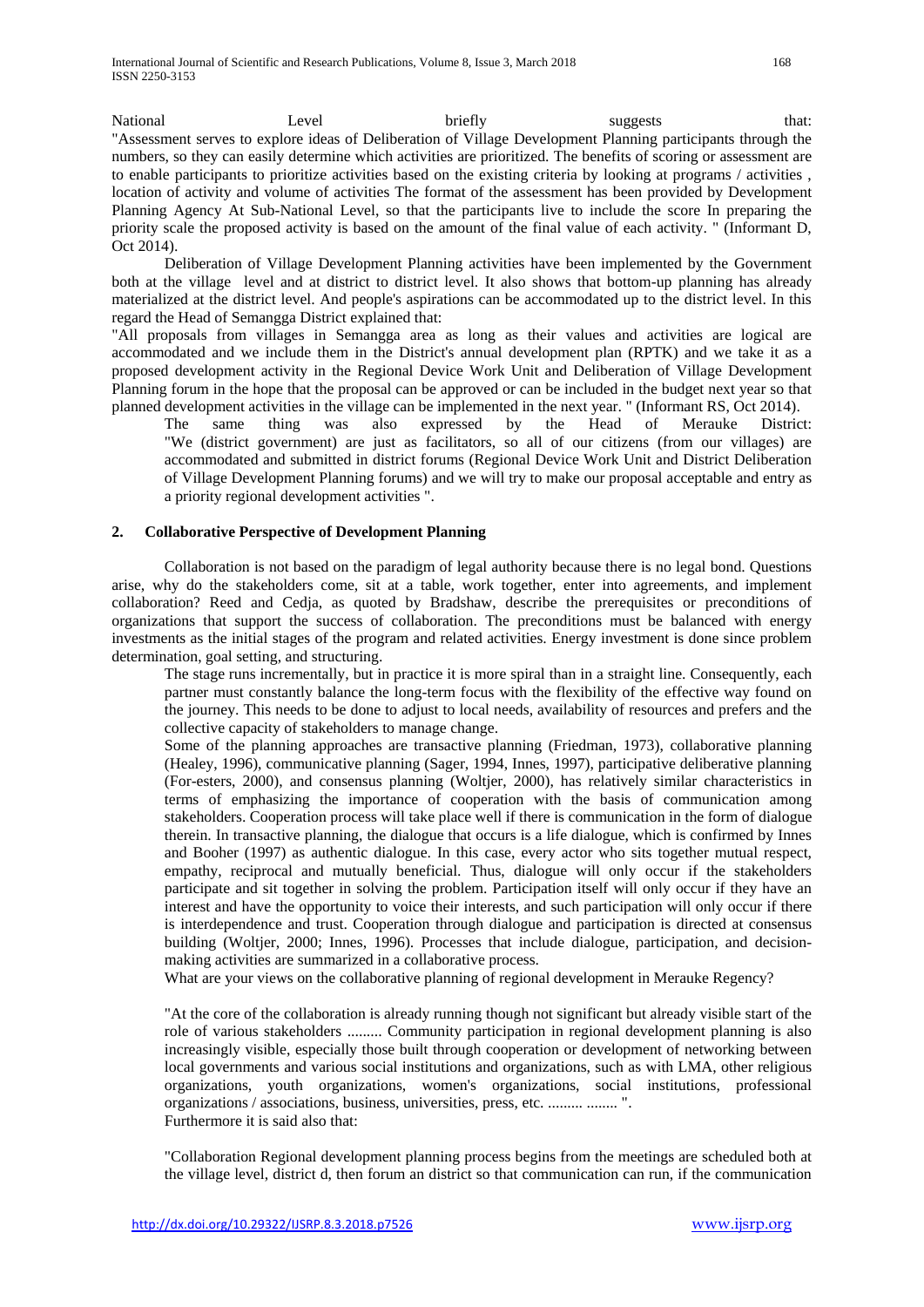National Level briefly suggests that: "Assessment serves to explore ideas of Deliberation of Village Development Planning participants through the numbers, so they can easily determine which activities are prioritized. The benefits of scoring or assessment are to enable participants to prioritize activities based on the existing criteria by looking at programs / activities , location of activity and volume of activities The format of the assessment has been provided by Development Planning Agency At Sub-National Level, so that the participants live to include the score In preparing the priority scale the proposed activity is based on the amount of the final value of each activity. " (Informant D, Oct 2014).

Deliberation of Village Development Planning activities have been implemented by the Government both at the village level and at district to district level. It also shows that bottom-up planning has already materialized at the district level. And people's aspirations can be accommodated up to the district level. In this regard the Head of Semangga District explained that:

"All proposals from villages in Semangga area as long as their values and activities are logical are accommodated and we include them in the District's annual development plan (RPTK) and we take it as a proposed development activity in the Regional Device Work Unit and Deliberation of Village Development Planning forum in the hope that the proposal can be approved or can be included in the budget next year so that planned development activities in the village can be implemented in the next year. " (Informant RS, Oct 2014).

The same thing was also expressed by the Head of Merauke District: "We (district government) are just as facilitators, so all of our citizens (from our villages) are accommodated and submitted in district forums (Regional Device Work Unit and District Deliberation of Village Development Planning forums) and we will try to make our proposal acceptable and entry as a priority regional development activities ".

## 2. Collaborative Perspective of Development Planning

Collaboration is not based on the paradigm of legal authority because there is no legal bond. Questions arise, why do the stakeholders come, sit at a table, work together, enter into agreements, and implement collaboration? Reed and Cedja, as quoted by Bradshaw, describe the prerequisites or preconditions of organizations that support the success of collaboration. The preconditions must be balanced with energy investments as the initial stages of the program and related activities. Energy investment is done since problem determination, goal setting, and structuring.

The stage runs incrementally, but in practice it is more spiral than in a straight line. Consequently, each partner must constantly balance the long-term focus with the flexibility of the effective way found on the journey. This needs to be done to adjust to local needs, availability of resources and prefers and the collective capacity of stakeholders to manage change.

Some of the planning approaches are transactive planning (Friedman, 1973), collaborative planning (Healey, 1996), communicative planning (Sager, 1994, Innes, 1997), participative deliberative planning (For-esters, 2000), and consensus planning (Woltjer, 2000), has relatively similar characteristics in terms of emphasizing the importance of cooperation with the basis of communication among stakeholders. Cooperation process will take place well if there is communication in the form of dialogue therein. In transactive planning, the dialogue that occurs is a life dialogue, which is confirmed by Innes and Booher (1997) as authentic dialogue. In this case, every actor who sits together mutual respect, empathy, reciprocal and mutually beneficial. Thus, dialogue will only occur if the stakeholders participate and sit together in solving the problem. Participation itself will only occur if they have an interest and have the opportunity to voice their interests, and such participation will only occur if there is interdependence and trust. Cooperation through dialogue and participation is directed at consensus building (Woltjer, 2000; Innes, 1996). Processes that include dialogue, participation, and decision-making activities are summarized in a collaborative process.

What are your views on the collaborative planning of regional development in Merauke Regency?

"At the core of the collaboration is already running though not significant but already visible start of the role of various stakeholders ......... Community participation in regional development planning is also increasingly visible, especially those built through cooperation or development of networking between local governments and various social institutions and organizations, such as with LMA, other religious organizations, youth organizations, women's organizations, social institutions, professional organizations / associations, business, universities, press, etc. ......... ........ ".

Furthermore it is said also that:

"Collaboration Regional development planning process begins from the meetings are scheduled both at the village level, district d, then forum an district so that communication can run, if the communication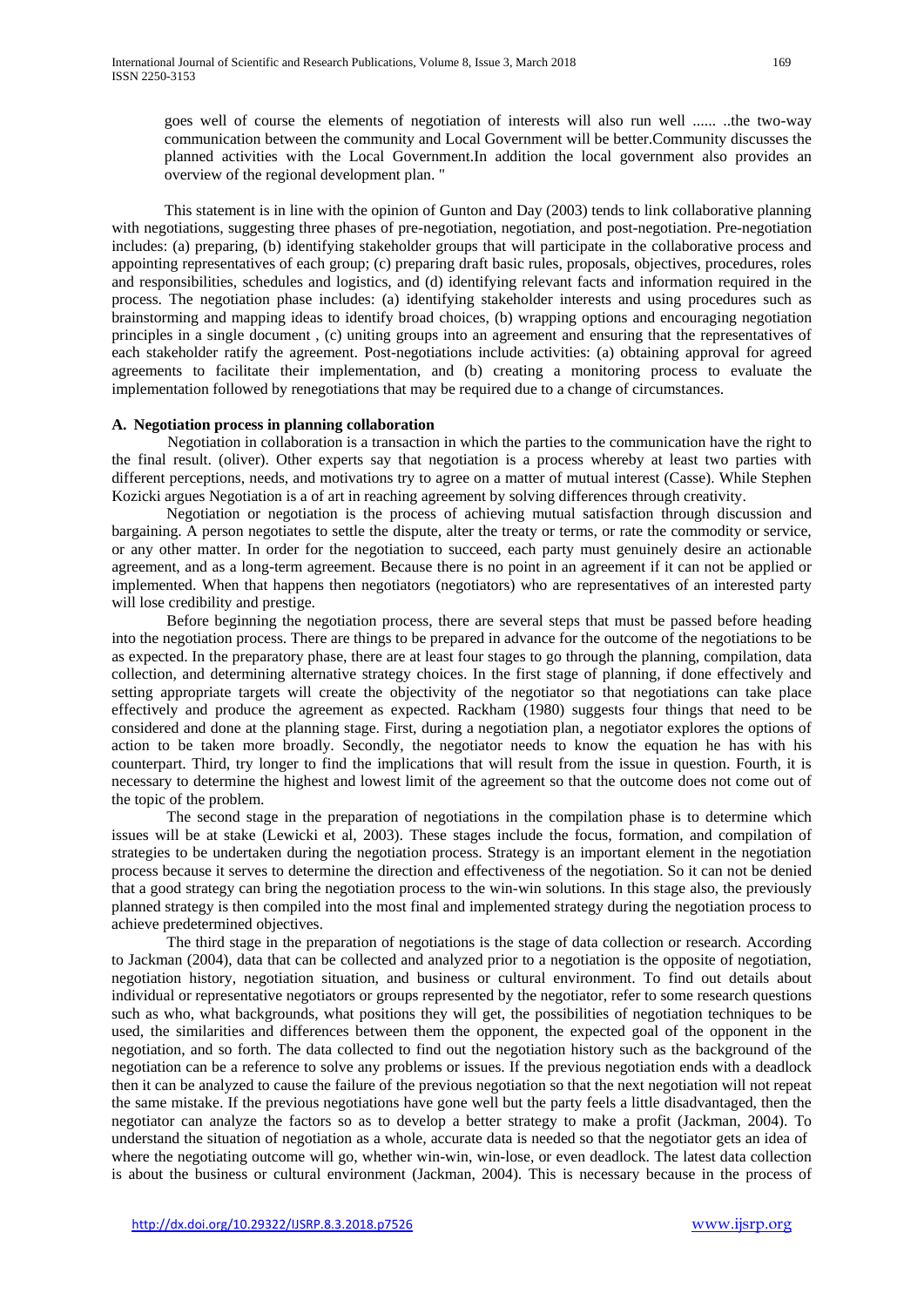goes well of course the elements of negotiation of interests will also run well ...... ..the two-way communication between the community and Local Government will be better.Community discusses the planned activities with the Local Government.In addition the local government also provides an overview of the regional development plan. "

This statement is in line with the opinion of Gunton and Day (2003) tends to link collaborative planning with negotiations, suggesting three phases of pre-negotiation, negotiation, and post-negotiation. Pre-negotiation includes: (a) preparing, (b) identifying stakeholder groups that will participate in the collaborative process and appointing representatives of each group; (c) preparing draft basic rules, proposals, objectives, procedures, roles and responsibilities, schedules and logistics, and (d) identifying relevant facts and information required in the process. The negotiation phase includes: (a) identifying stakeholder interests and using procedures such as brainstorming and mapping ideas to identify broad choices, (b) wrapping options and encouraging negotiation principles in a single document , (c) uniting groups into an agreement and ensuring that the representatives of each stakeholder ratify the agreement. Post-negotiations include activities: (a) obtaining approval for agreed agreements to facilitate their implementation, and (b) creating a monitoring process to evaluate the implementation followed by renegotiations that may be required due to a change of circumstances.

**A. Negotiation process in planning collaboration**

Negotiation in collaboration is a transaction in which the parties to the communication have the right to the final result. (oliver). Other experts say that negotiation is a process whereby at least two parties with different perceptions, needs, and motivations try to agree on a matter of mutual interest (Casse). While Stephen Kozicki argues Negotiation is a of art in reaching agreement by solving differences through creativity.

Negotiation or negotiation is the process of achieving mutual satisfaction through discussion and bargaining. A person negotiates to settle the dispute, alter the treaty or terms, or rate the commodity or service, or any other matter. In order for the negotiation to succeed, each party must genuinely desire an actionable agreement, and as a long-term agreement. Because there is no point in an agreement if it can not be applied or implemented. When that happens then negotiators (negotiators) who are representatives of an interested party will lose credibility and prestige.

Before beginning the negotiation process, there are several steps that must be passed before heading into the negotiation process. There are things to be prepared in advance for the outcome of the negotiations to be as expected. In the preparatory phase, there are at least four stages to go through the planning, compilation, data collection, and determining alternative strategy choices. In the first stage of planning, if done effectively and setting appropriate targets will create the objectivity of the negotiator so that negotiations can take place effectively and produce the agreement as expected. Rackham (1980) suggests four things that need to be considered and done at the planning stage. First, during a negotiation plan, a negotiator explores the options of action to be taken more broadly. Secondly, the negotiator needs to know the equation he has with his counterpart. Third, try longer to find the implications that will result from the issue in question. Fourth, it is necessary to determine the highest and lowest limit of the agreement so that the outcome does not come out of the topic of the problem.

The second stage in the preparation of negotiations in the compilation phase is to determine which issues will be at stake (Lewicki et al, 2003). These stages include the focus, formation, and compilation of strategies to be undertaken during the negotiation process. Strategy is an important element in the negotiation process because it serves to determine the direction and effectiveness of the negotiation. So it can not be denied that a good strategy can bring the negotiation process to the win-win solutions. In this stage also, the previously planned strategy is then compiled into the most final and implemented strategy during the negotiation process to achieve predetermined objectives.

The third stage in the preparation of negotiations is the stage of data collection or research. According to Jackman (2004), data that can be collected and analyzed prior to a negotiation is the opposite of negotiation, negotiation history, negotiation situation, and business or cultural environment. To find out details about individual or representative negotiators or groups represented by the negotiator, refer to some research questions such as who, what backgrounds, what positions they will get, the possibilities of negotiation techniques to be used, the similarities and differences between them the opponent, the expected goal of the opponent in the negotiation, and so forth. The data collected to find out the negotiation history such as the background of the negotiation can be a reference to solve any problems or issues. If the previous negotiation ends with a deadlock then it can be analyzed to cause the failure of the previous negotiation so that the next negotiation will not repeat the same mistake. If the previous negotiations have gone well but the party feels a little disadvantaged, then the negotiator can analyze the factors so as to develop a better strategy to make a profit (Jackman, 2004). To understand the situation of negotiation as a whole, accurate data is needed so that the negotiator gets an idea of where the negotiating outcome will go, whether win-win, win-lose, or even deadlock. The latest data collection is about the business or cultural environment (Jackman, 2004). This is necessary because in the process of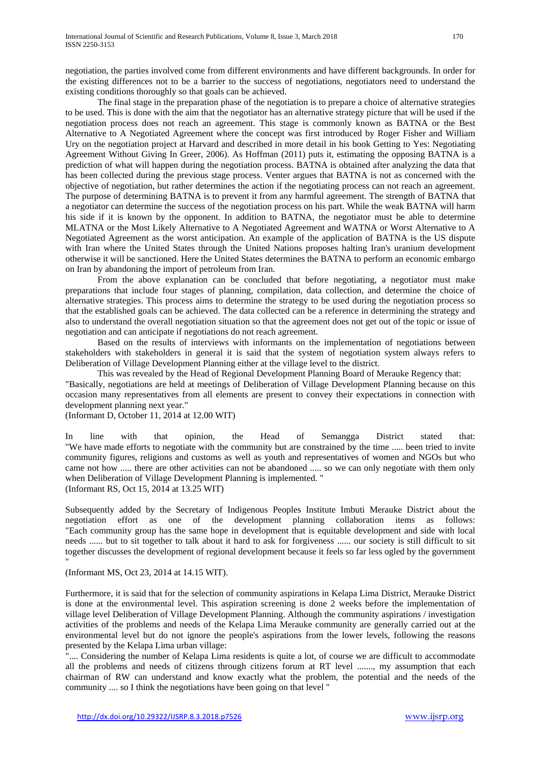negotiation, the parties involved come from different environments and have different backgrounds. In order for the existing differences not to be a barrier to the success of negotiations, negotiators need to understand the existing conditions thoroughly so that goals can be achieved.

The final stage in the preparation phase of the negotiation is to prepare a choice of alternative strategies to be used. This is done with the aim that the negotiator has an alternative strategy picture that will be used if the negotiation process does not reach an agreement. This stage is commonly known as BATNA or the Best Alternative to A Negotiated Agreement where the concept was first introduced by Roger Fisher and William Ury on the negotiation project at Harvard and described in more detail in his book Getting to Yes: Negotiating Agreement Without Giving In Greer, 2006). As Hoffman (2011) puts it, estimating the opposing BATNA is a prediction of what will happen during the negotiation process. BATNA is obtained after analyzing the data that has been collected during the previous stage process. Venter argues that BATNA is not as concerned with the objective of negotiation, but rather determines the action if the negotiating process can not reach an agreement. The purpose of determining BATNA is to prevent it from any harmful agreement. The strength of BATNA that a negotiator can determine the success of the negotiation process on his part. While the weak BATNA will harm his side if it is known by the opponent. In addition to BATNA, the negotiator must be able to determine MLATNA or the Most Likely Alternative to A Negotiated Agreement and WATNA or Worst Alternative to A Negotiated Agreement as the worst anticipation. An example of the application of BATNA is the US dispute with Iran where the United States through the United Nations proposes halting Iran's uranium development otherwise it will be sanctioned. Here the United States determines the BATNA to perform an economic embargo on Iran by abandoning the import of petroleum from Iran.

From the above explanation can be concluded that before negotiating, a negotiator must make preparations that include four stages of planning, compilation, data collection, and determine the choice of alternative strategies. This process aims to determine the strategy to be used during the negotiation process so that the established goals can be achieved. The data collected can be a reference in determining the strategy and also to understand the overall negotiation situation so that the agreement does not get out of the topic or issue of negotiation and can anticipate if negotiations do not reach agreement.

Based on the results of interviews with informants on the implementation of negotiations between stakeholders with stakeholders in general it is said that the system of negotiation system always refers to Deliberation of Village Development Planning either at the village level to the district.

This was revealed by the Head of Regional Development Planning Board of Merauke Regency that:
"Basically, negotiations are held at meetings of Deliberation of Village Development Planning because on this occasion many representatives from all elements are present to convey their expectations in connection with development planning next year."
(Informant D, October 11, 2014 at 12.00 WIT)

In line with that opinion, the Head of Semangga District stated that: "We have made efforts to negotiate with the community but are constrained by the time ..... been tried to invite community figures, religions and customs as well as youth and representatives of women and NGOs but who came not how ..... there are other activities can not be abandoned ..... so we can only negotiate with them only when Deliberation of Village Development Planning is implemented. "
(Informant RS, Oct 15, 2014 at 13.25 WIT)

Subsequently added by the Secretary of Indigenous Peoples Institute Imbuti Merauke District about the negotiation effort as one of the development planning collaboration items as follows: "Each community group has the same hope in development that is equitable development and side with local needs ...... but to sit together to talk about it hard to ask for forgiveness ...... our society is still difficult to sit together discusses the development of regional development because it feels so far less ogled by the government "
(Informant MS, Oct 23, 2014 at 14.15 WIT).

Furthermore, it is said that for the selection of community aspirations in Kelapa Lima District, Merauke District is done at the environmental level. This aspiration screening is done 2 weeks before the implementation of village level Deliberation of Village Development Planning. Although the community aspirations / investigation activities of the problems and needs of the Kelapa Lima Merauke community are generally carried out at the environmental level but do not ignore the people's aspirations from the lower levels, following the reasons presented by the Kelapa Lima urban village:
".... Considering the number of Kelapa Lima residents is quite a lot, of course we are difficult to accommodate all the problems and needs of citizens through citizens forum at RT level ......., my assumption that each chairman of RW can understand and know exactly what the problem, the potential and the needs of the community .... so I think the negotiations have been going on that level "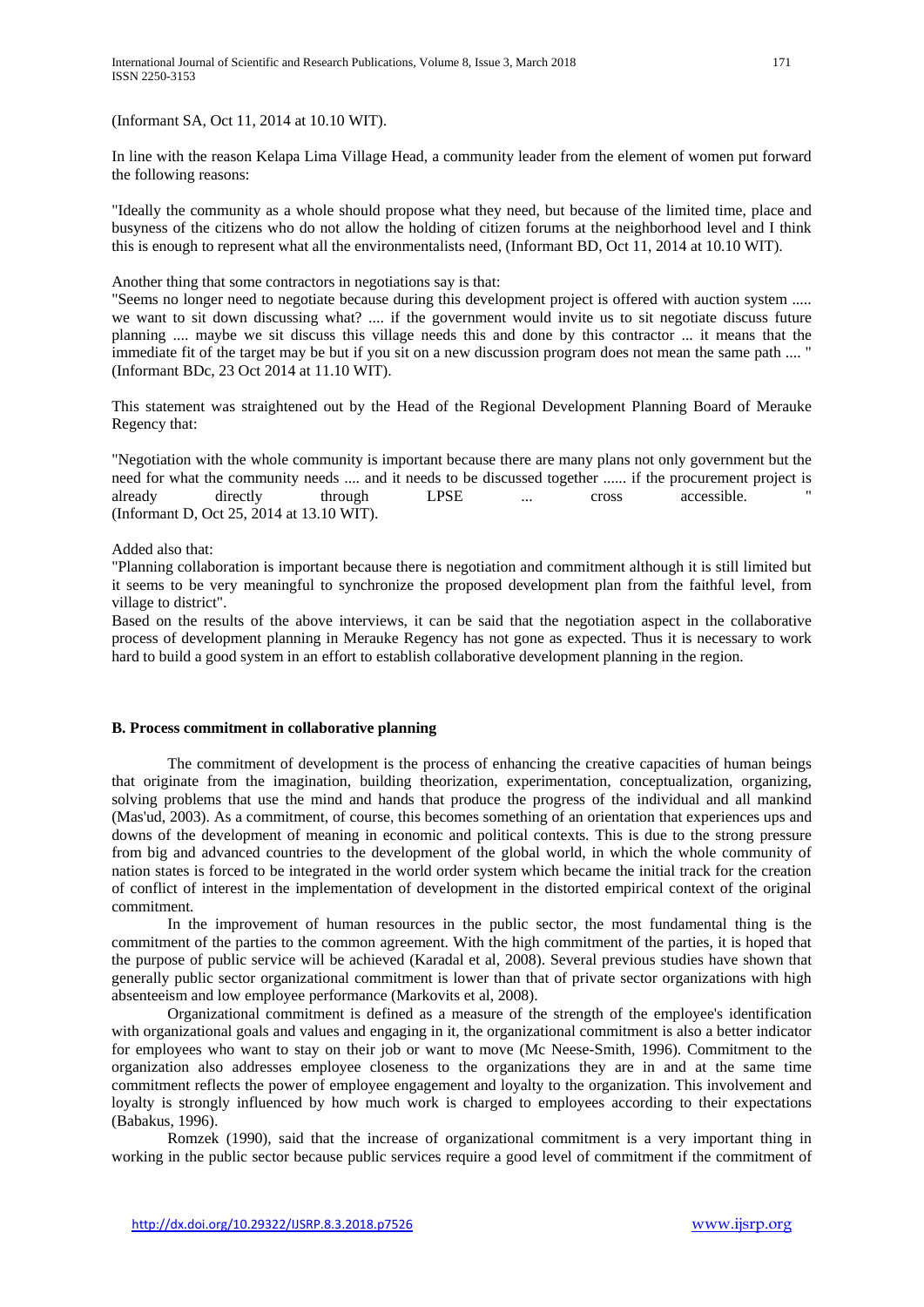(Informant SA, Oct 11, 2014 at 10.10 WIT).

In line with the reason Kelapa Lima Village Head, a community leader from the element of women put forward the following reasons:

"Ideally the community as a whole should propose what they need, but because of the limited time, place and busyness of the citizens who do not allow the holding of citizen forums at the neighborhood level and I think this is enough to represent what all the environmentalists need, (Informant BD, Oct 11, 2014 at 10.10 WIT).

Another thing that some contractors in negotiations say is that:

"Seems no longer need to negotiate because during this development project is offered with auction system ..... we want to sit down discussing what? .... if the government would invite us to sit negotiate discuss future planning .... maybe we sit discuss this village needs this and done by this contractor ... it means that the immediate fit of the target may be but if you sit on a new discussion program does not mean the same path .... " (Informant BDc, 23 Oct 2014 at 11.10 WIT).

This statement was straightened out by the Head of the Regional Development Planning Board of Merauke Regency that:

"Negotiation with the whole community is important because there are many plans not only government but the need for what the community needs .... and it needs to be discussed together ...... if the procurement project is already directly through LPSE ... cross accessible. " (Informant D, Oct 25, 2014 at 13.10 WIT).

Added also that:

"Planning collaboration is important because there is negotiation and commitment although it is still limited but it seems to be very meaningful to synchronize the proposed development plan from the faithful level, from village to district".

Based on the results of the above interviews, it can be said that the negotiation aspect in the collaborative process of development planning in Merauke Regency has not gone as expected. Thus it is necessary to work hard to build a good system in an effort to establish collaborative development planning in the region.

**B. Process commitment in collaborative planning**

The commitment of development is the process of enhancing the creative capacities of human beings that originate from the imagination, building theorization, experimentation, conceptualization, organizing, solving problems that use the mind and hands that produce the progress of the individual and all mankind (Mas'ud, 2003). As a commitment, of course, this becomes something of an orientation that experiences ups and downs of the development of meaning in economic and political contexts. This is due to the strong pressure from big and advanced countries to the development of the global world, in which the whole community of nation states is forced to be integrated in the world order system which became the initial track for the creation of conflict of interest in the implementation of development in the distorted empirical context of the original commitment.

In the improvement of human resources in the public sector, the most fundamental thing is the commitment of the parties to the common agreement. With the high commitment of the parties, it is hoped that the purpose of public service will be achieved (Karadal et al, 2008). Several previous studies have shown that generally public sector organizational commitment is lower than that of private sector organizations with high absenteeism and low employee performance (Markovits et al, 2008).

Organizational commitment is defined as a measure of the strength of the employee's identification with organizational goals and values and engaging in it, the organizational commitment is also a better indicator for employees who want to stay on their job or want to move (Mc Neese-Smith, 1996). Commitment to the organization also addresses employee closeness to the organizations they are in and at the same time commitment reflects the power of employee engagement and loyalty to the organization. This involvement and loyalty is strongly influenced by how much work is charged to employees according to their expectations (Babakus, 1996).

Romzek (1990), said that the increase of organizational commitment is a very important thing in working in the public sector because public services require a good level of commitment if the commitment of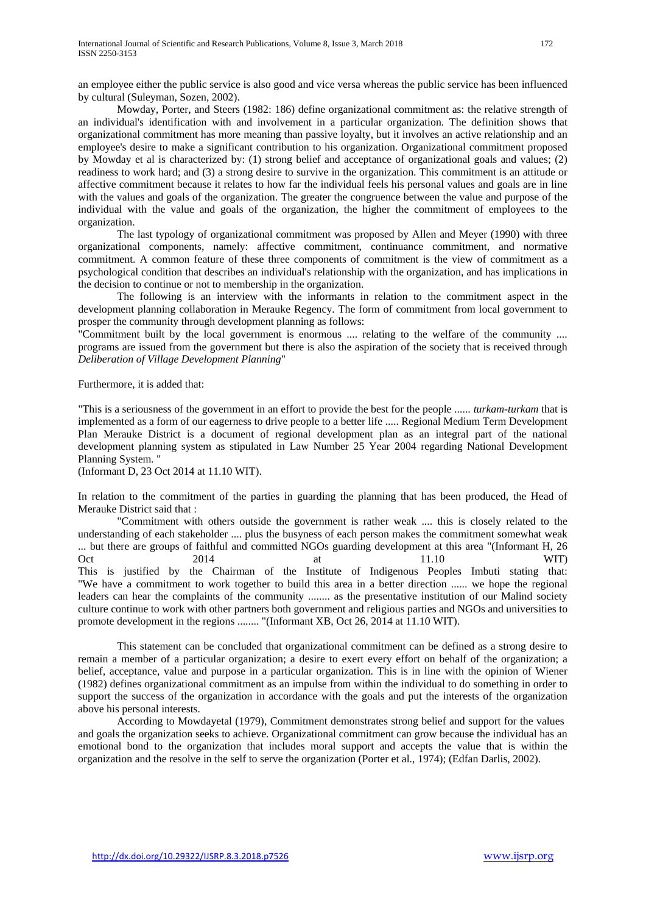an employee either the public service is also good and vice versa whereas the public service has been influenced by cultural (Suleyman, Sozen, 2002).

Mowday, Porter, and Steers (1982: 186) define organizational commitment as: the relative strength of an individual's identification with and involvement in a particular organization. The definition shows that organizational commitment has more meaning than passive loyalty, but it involves an active relationship and an employee's desire to make a significant contribution to his organization. Organizational commitment proposed by Mowday et al is characterized by: (1) strong belief and acceptance of organizational goals and values; (2) readiness to work hard; and (3) a strong desire to survive in the organization. This commitment is an attitude or affective commitment because it relates to how far the individual feels his personal values and goals are in line with the values and goals of the organization. The greater the congruence between the value and purpose of the individual with the value and goals of the organization, the higher the commitment of employees to the organization.

The last typology of organizational commitment was proposed by Allen and Meyer (1990) with three organizational components, namely: affective commitment, continuance commitment, and normative commitment. A common feature of these three components of commitment is the view of commitment as a psychological condition that describes an individual's relationship with the organization, and has implications in the decision to continue or not to membership in the organization.

The following is an interview with the informants in relation to the commitment aspect in the development planning collaboration in Merauke Regency. The form of commitment from local government to prosper the community through development planning as follows:

"Commitment built by the local government is enormous .... relating to the welfare of the community .... programs are issued from the government but there is also the aspiration of the society that is received through *Deliberation of Village Development Planning*"

Furthermore, it is added that:

"This is a seriousness of the government in an effort to provide the best for the people ...... *turkam-turkam* that is implemented as a form of our eagerness to drive people to a better life ..... Regional Medium Term Development Plan Merauke District is a document of regional development plan as an integral part of the national development planning system as stipulated in Law Number 25 Year 2004 regarding National Development Planning System. "
(Informant D, 23 Oct 2014 at 11.10 WIT).

In relation to the commitment of the parties in guarding the planning that has been produced, the Head of Merauke District said that :

"Commitment with others outside the government is rather weak .... this is closely related to the understanding of each stakeholder .... plus the busyness of each person makes the commitment somewhat weak ... but there are groups of faithful .... committed NGOs guarding development at this area "(Informant H, 26 Oct 2014 at 11.10 WIT)

This is justified by the Chairman of the Institute of Indigenous Peoples Imbuti stating that: "We have a commitment to work together to build this area in a better direction ...... we hope the regional leaders can hear the complaints of the community ........ as the presentative institution of our Malind society culture continue to work with other partners both government and religious parties and NGOs and universities to promote development in the regions ........ "(Informant XB, Oct 26, 2014 at 11.10 WIT).

This statement can be concluded that organizational commitment can be defined as a strong desire to remain a member of a particular organization; a desire to exert every effort on behalf of the organization; a belief, acceptance, value and purpose in a particular organization. This is in line with the opinion of Wiener (1982) defines organizational commitment as an impulse from within the individual to do something in order to support the success of the organization in accordance with the goals and put the interests of the organization above his personal interests.

According to Mowdayetal (1979), Commitment demonstrates strong belief and support for the values and goals the organization seeks to achieve. Organizational commitment can grow because the individual has an emotional bond to the organization that includes moral support and accepts the value that is within the organization and the resolve in the self to serve the organization (Porter et al., 1974); (Edfan Darlis, 2002).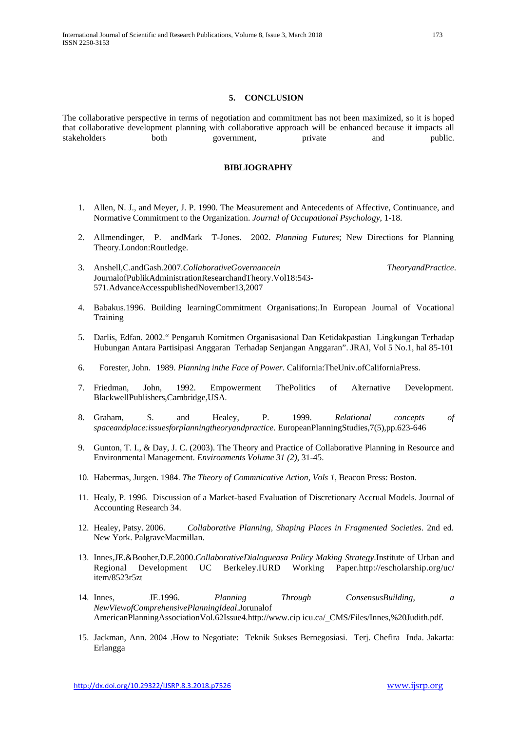## 5. CONCLUSION

The collaborative perspective in terms of negotiation and commitment has not been maximized, so it is hoped that collaborative development planning with collaborative approach will be enhanced because it impacts all stakeholders both government, private and public.

## BIBLIOGRAPHY

1. Allen, N. J., and Meyer, J. P. 1990. The Measurement and Antecedents of Affective, Continuance, and Normative Commitment to the Organization. *Journal of Occupational Psychology*, 1-18.
2. Allmendinger, P. andMark T-Jones. 2002. *Planning Futures*; New Directions for Planning Theory.London:Routledge.
3. Anshell,C.andGash.2007.*CollaborativeGovernancein TheoryandPractice*. JournalofPublikAdministrationResearchandTheory.Vol18:543-571.AdvanceAccesspublishedNovember13,2007
4. Babakus.1996. Building learningCommitment Organisations;.In European Journal of Vocational Training
5. Darlis, Edfan. 2002.“ Pengaruh Komitmen Organisasional Dan Ketidakpastian Lingkungan Terhadap Hubungan Antara Partisipasi Anggaran Terhadap Senjangan Anggaran”. JRAI, Vol 5 No.1, hal 85-101
6. Forester, John. 1989. *Planning inthe Face of Power*. California:TheUniv.ofCaliforniaPress.
7. Friedman, John, 1992. Empowerment ThePolitics of Alternative Development. BlackwellPublishers,Cambridge,USA.
8. Graham, S. and Healey, P. 1999. *Relational concepts of spaceandplace:issuesforplanningtheoryandpractice*. EuropeanPlanningStudies,7(5),pp.623-646
9. Gunton, T. I., & Day, J. C. (2003). The Theory and Practice of Collaborative Planning in Resource and Environmental Management. *Environments Volume 31 (2)*, 31-45.
10. Habermas, Jurgen. 1984. *The Theory of Commnicative Action, Vols 1*, Beacon Press: Boston.
11. Healy, P. 1996. Discussion of a Market-based Evaluation of Discretionary Accrual Models. Journal of Accounting Research 34.
12. Healey, Patsy. 2006. *Collaborative Planning, Shaping Places in Fragmented Societies*. 2nd ed. New York. PalgraveMacmillan.
13. Innes,JE.&Booher,D.E.2000.*CollaborativeDialogueasa Policy Making Strategy*.Institute of Urban and Regional Development UC Berkeley.IURD Working Paper.http://escholarship.org/uc/item/8523r5zt
14. Innes, JE.1996. *Planning Through ConsensusBuilding, a NewViewofComprehensivePlanningIdeal*.Jorunalof AmericanPlanningAssociationVol.62Issue4.http://www.cip icu.ca/_CMS/Files/Innes,%20Judith.pdf.
15. Jackman, Ann. 2004 .How to Negotiate: Teknik Sukses Bernegosiasi. Terj. Chefira Inda. Jakarta: Erlangga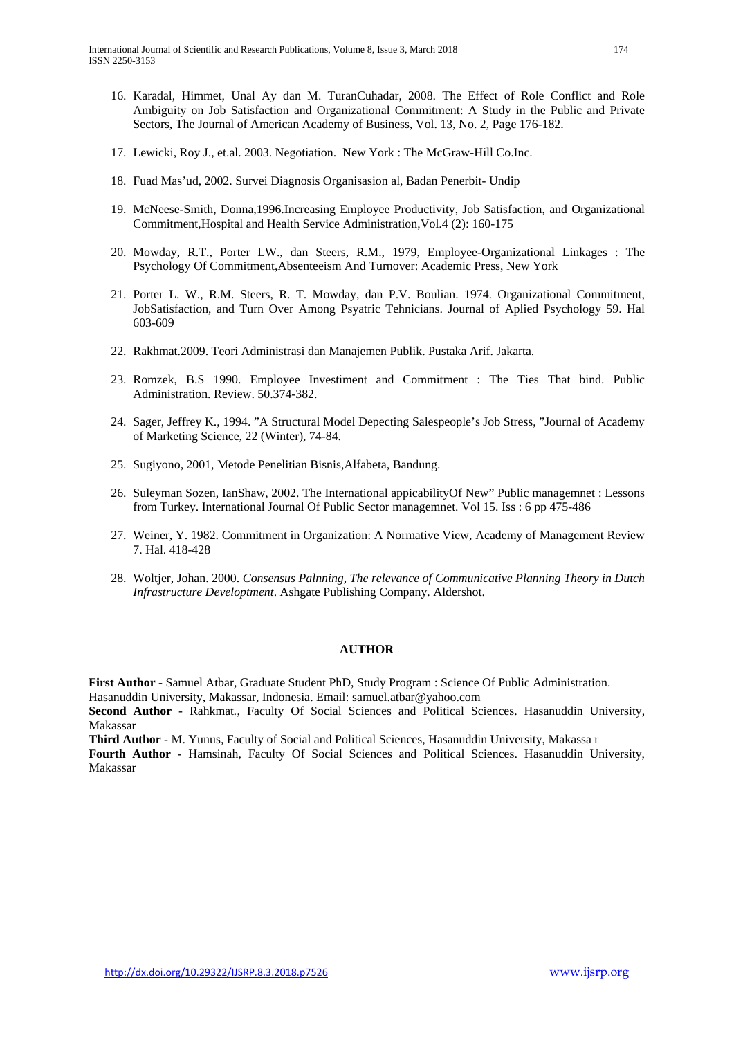16. Karadal, Himmet, Unal Ay dan M. TuranCuhadar, 2008. The Effect of Role Conflict and Role Ambiguity on Job Satisfaction and Organizational Commitment: A Study in the Public and Private Sectors, The Journal of American Academy of Business, Vol. 13, No. 2, Page 176-182.

17. Lewicki, Roy J., et.al. 2003. Negotiation. New York : The McGraw-Hill Co.Inc.

18. Fuad Mas'ud, 2002. Survei Diagnosis Organisasion al, Badan Penerbit- Undip

19. McNeese-Smith, Donna,1996.Increasing Employee Productivity, Job Satisfaction, and Organizational Commitment,Hospital and Health Service Administration,Vol.4 (2): 160-175

20. Mowday, R.T., Porter LW., dan Steers, R.M., 1979, Employee-Organizational Linkages : The Psychology Of Commitment,Absenteeism And Turnover: Academic Press, New York

21. Porter L. W., R.M. Steers, R. T. Mowday, dan P.V. Boulian. 1974. Organizational Commitment, JobSatisfaction, and Turn Over Among Psyatric Tehnicians. Journal of Aplied Psychology 59. Hal 603-609

22. Rakhmat.2009. Teori Administrasi dan Manajemen Publik. Pustaka Arif. Jakarta.

23. Romzek, B.S 1990. Employee Investiment and Commitment : The Ties That bind. Public Administration. Review. 50.374-382.

24. Sager, Jeffrey K., 1994. "A Structural Model Depecting Salespeople's Job Stress, "Journal of Academy of Marketing Science, 22 (Winter), 74-84.

25. Sugiyono, 2001, Metode Penelitian Bisnis,Alfabeta, Bandung.

26. Suleyman Sozen, IanShaw, 2002. The International appicabilityOf New" Public managemnet : Lessons from Turkey. International Journal Of Public Sector managemnet. Vol 15. Iss : 6 pp 475-486

27. Weiner, Y. 1982. Commitment in Organization: A Normative View, Academy of Management Review 7. Hal. 418-428

28. Woltjer, Johan. 2000. *Consensus Palnning, The relevance of Communicative Planning Theory in Dutch Infrastructure Developtment*. Ashgate Publishing Company. Aldershot.

## AUTHOR

**First Author** - Samuel Atbar, Graduate Student PhD, Study Program : Science Of Public Administration. Hasanuddin University, Makassar, Indonesia. Email: samuel.atbar@yahoo.com

**Second Author** - Rahkmat., Faculty Of Social Sciences and Political Sciences. Hasanuddin University, Makassar

**Third Author** - M. Yunus, Faculty of Social and Political Sciences, Hasanuddin University, Makassa r

**Fourth Author** - Hamsinah, Faculty Of Social Sciences and Political Sciences. Hasanuddin University, Makassar